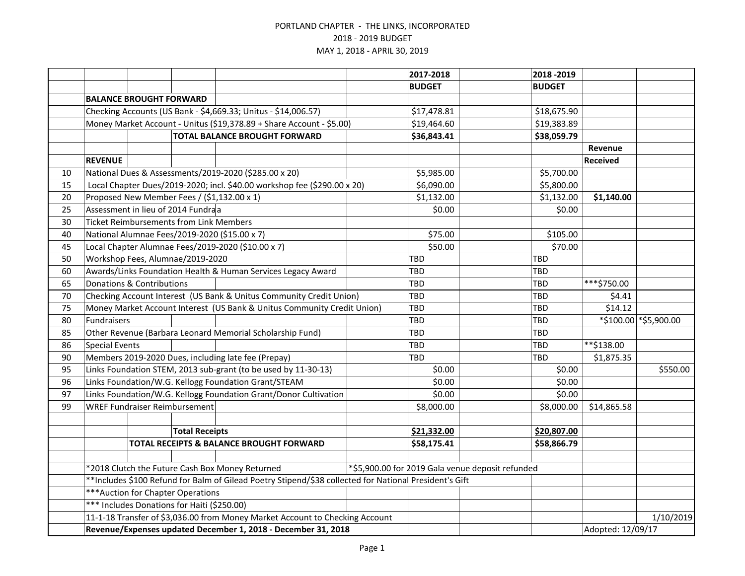PORTLAND CHAPTER - THE LINKS, INCORPORATED

2018 - 2019 BUDGET

MAY 1, 2018 - APRIL 30, 2019

| | | 2017-2018 BUDGET | 2018 -2019 BUDGET | Revenue Received | |
|---|---|---|---|---|---|
| | **BALANCE BROUGHT FORWARD** | | | | |
| | Checking Accounts (US Bank - $4,669.33; Unitus - $14,006.57) | $17,478.81 | $18,675.90 | | |
| | Money Market Account - Unitus ($19,378.89 + Share Account - $5.00) | $19,464.60 | $19,383.89 | | |
| | **TOTAL BALANCE BROUGHT FORWARD** | **$36,843.41** | **$38,059.79** | | |
| | **REVENUE** | | | | |
| 10 | National Dues & Assessments/2019-2020 ($285.00 x 20) | $5,985.00 | $5,700.00 | | |
| 15 | Local Chapter Dues/2019-2020; incl. $40.00 workshop fee ($290.00 x 20) | $6,090.00 | $5,800.00 | | |
| 20 | Proposed New Member Fees / ($1,132.00 x 1) | $1,132.00 | $1,132.00 | **$1,140.00** | |
| 25 | Assessment in lieu of 2014 Fundraa | $0.00 | $0.00 | | |
| 30 | Ticket Reimbursements from Link Members | | | | |
| 40 | National Alumnae Fees/2019-2020 ($15.00 x 7) | $75.00 | $105.00 | | |
| 45 | Local Chapter Alumnae Fees/2019-2020 ($10.00 x 7) | $50.00 | $70.00 | | |
| 50 | Workshop Fees, Alumnae/2019-2020 | TBD | TBD | | |
| 60 | Awards/Links Foundation Health & Human Services Legacy Award | TBD | TBD | | |
| 65 | Donations & Contributions | TBD | TBD | ***$750.00 | |
| 70 | Checking Account Interest (US Bank & Unitus Community Credit Union) | TBD | TBD | $4.41 | |
| 75 | Money Market Account Interest (US Bank & Unitus Community Credit Union) | TBD | TBD | $14.12 | |
| 80 | Fundraisers | TBD | TBD | *$100.00 | *$5,900.00 |
| 85 | Other Revenue (Barbara Leonard Memorial Scholarship Fund) | TBD | TBD | | |
| 86 | Special Events | TBD | TBD | **$138.00 | |
| 90 | Members 2019-2020 Dues, including late fee (Prepay) | TBD | TBD | $1,875.35 | |
| 95 | Links Foundation STEM, 2013 sub-grant (to be used by 11-30-13) | $0.00 | $0.00 | | $550.00 |
| 96 | Links Foundation/W.G. Kellogg Foundation Grant/STEAM | $0.00 | $0.00 | | |
| 97 | Links Foundation/W.G. Kellogg Foundation Grant/Donor Cultivation | $0.00 | $0.00 | | |
| 99 | WREF Fundraiser Reimbursement | $8,000.00 | $8,000.00 | $14,865.58 | |
| | | | | | |
| | **Total Receipts** | **$21,332.00** | **$20,807.00** | | |
| | **TOTAL RECEIPTS & BALANCE BROUGHT FORWARD** | **$58,175.41** | **$58,866.79** | | |

*2018 Clutch the Future Cash Box Money Returned — *$5,900.00 for 2019 Gala venue deposit refunded

**Includes $100 Refund for Balm of Gilead Poetry Stipend/$38 collected for National President's Gift

***Auction for Chapter Operations

*** Includes Donations for Haiti ($250.00)

11-1-18 Transfer of $3,036.00 from Money Market Account to Checking Account — 1/10/2019

**Revenue/Expenses updated December 1, 2018 - December 31, 2018** — Adopted: 12/09/17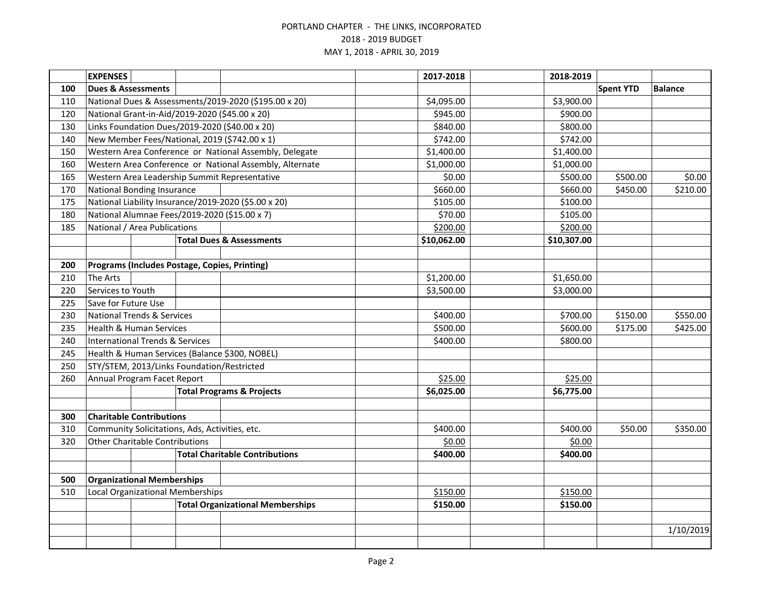PORTLAND CHAPTER - THE LINKS, INCORPORATED
2018 - 2019 BUDGET
MAY 1, 2018 - APRIL 30, 2019

| | EXPENSES | 2017-2018 | 2018-2019 | | |
|---|---|---|---|---|---|
| 100 | **Dues & Assessments** | | | **Spent YTD** | **Balance** |
| 110 | National Dues & Assessments/2019-2020 ($195.00 x 20) | $4,095.00 | $3,900.00 | | |
| 120 | National Grant-in-Aid/2019-2020 ($45.00 x 20) | $945.00 | $900.00 | | |
| 130 | Links Foundation Dues/2019-2020 ($40.00 x 20) | $840.00 | $800.00 | | |
| 140 | New Member Fees/National, 2019 ($742.00 x 1) | $742.00 | $742.00 | | |
| 150 | Western Area Conference or National Assembly, Delegate | $1,400.00 | $1,400.00 | | |
| 160 | Western Area Conference or National Assembly, Alternate | $1,000.00 | $1,000.00 | | |
| 165 | Western Area Leadership Summit Representative | $0.00 | $500.00 | $500.00 | $0.00 |
| 170 | National Bonding Insurance | $660.00 | $660.00 | $450.00 | $210.00 |
| 175 | National Liability Insurance/2019-2020 ($5.00 x 20) | $105.00 | $100.00 | | |
| 180 | National Alumnae Fees/2019-2020 ($15.00 x 7) | $70.00 | $105.00 | | |
| 185 | National / Area Publications | $200.00 | $200.00 | | |
| | **Total Dues & Assessments** | **$10,062.00** | **$10,307.00** | | |
| | | | | | |
| 200 | **Programs (Includes Postage, Copies, Printing)** | | | | |
| 210 | The Arts | $1,200.00 | $1,650.00 | | |
| 220 | Services to Youth | $3,500.00 | $3,000.00 | | |
| 225 | Save for Future Use | | | | |
| 230 | National Trends & Services | $400.00 | $700.00 | $150.00 | $550.00 |
| 235 | Health & Human Services | $500.00 | $600.00 | $175.00 | $425.00 |
| 240 | International Trends & Services | $400.00 | $800.00 | | |
| 245 | Health & Human Services (Balance $300, NOBEL) | | | | |
| 250 | STY/STEM, 2013/Links Foundation/Restricted | | | | |
| 260 | Annual Program Facet Report | $25.00 | $25.00 | | |
| | **Total Programs & Projects** | **$6,025.00** | **$6,775.00** | | |
| | | | | | |
| 300 | **Charitable Contributions** | | | | |
| 310 | Community Solicitations, Ads, Activities, etc. | $400.00 | $400.00 | $50.00 | $350.00 |
| 320 | Other Charitable Contributions | $0.00 | $0.00 | | |
| | **Total Charitable Contributions** | **$400.00** | **$400.00** | | |
| | | | | | |
| 500 | **Organizational Memberships** | | | | |
| 510 | Local Organizational Memberships | $150.00 | $150.00 | | |
| | **Total Organizational Memberships** | **$150.00** | **$150.00** | | |
| | | | | | |
| | | | | | 1/10/2019 |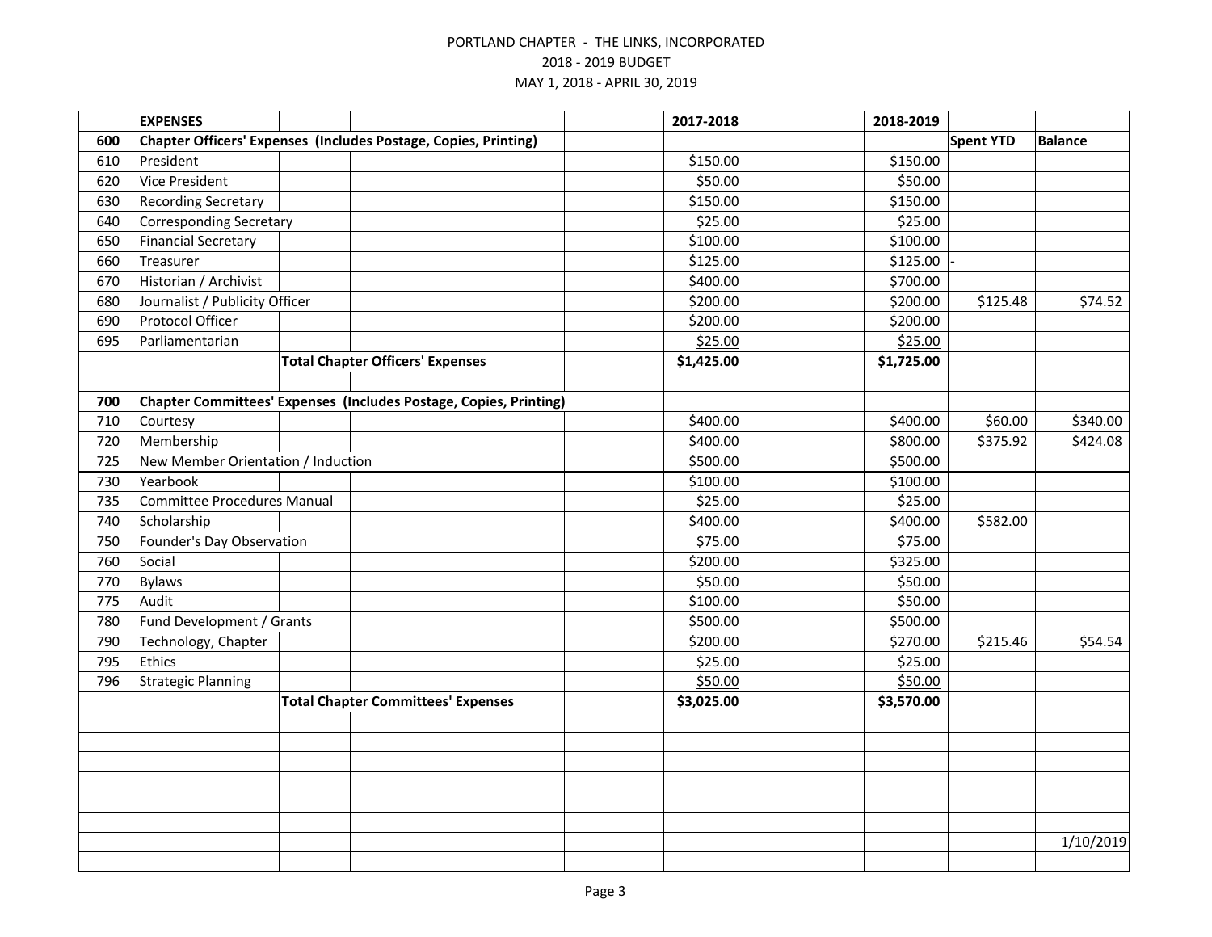PORTLAND CHAPTER - THE LINKS, INCORPORATED

2018 - 2019 BUDGET

MAY 1, 2018 - APRIL 30, 2019

| | EXPENSES | 2017-2018 | 2018-2019 | | |
|---|---|---|---|---|---|
| 600 | **Chapter Officers' Expenses (Includes Postage, Copies, Printing)** | | | Spent YTD | Balance |
| 610 | President | $150.00 | $150.00 | | |
| 620 | Vice President | $50.00 | $50.00 | | |
| 630 | Recording Secretary | $150.00 | $150.00 | | |
| 640 | Corresponding Secretary | $25.00 | $25.00 | | |
| 650 | Financial Secretary | $100.00 | $100.00 | | |
| 660 | Treasurer | $125.00 | $125.00 | - | |
| 670 | Historian / Archivist | $400.00 | $700.00 | | |
| 680 | Journalist / Publicity Officer | $200.00 | $200.00 | $125.48 | $74.52 |
| 690 | Protocol Officer | $200.00 | $200.00 | | |
| 695 | Parliamentarian | $25.00 | $25.00 | | |
| | **Total Chapter Officers' Expenses** | **$1,425.00** | **$1,725.00** | | |
| | | | | | |
| 700 | **Chapter Committees' Expenses (Includes Postage, Copies, Printing)** | | | | |
| 710 | Courtesy | $400.00 | $400.00 | $60.00 | $340.00 |
| 720 | Membership | $400.00 | $800.00 | $375.92 | $424.08 |
| 725 | New Member Orientation / Induction | $500.00 | $500.00 | | |
| 730 | Yearbook | $100.00 | $100.00 | | |
| 735 | Committee Procedures Manual | $25.00 | $25.00 | | |
| 740 | Scholarship | $400.00 | $400.00 | $582.00 | |
| 750 | Founder's Day Observation | $75.00 | $75.00 | | |
| 760 | Social | $200.00 | $325.00 | | |
| 770 | Bylaws | $50.00 | $50.00 | | |
| 775 | Audit | $100.00 | $50.00 | | |
| 780 | Fund Development / Grants | $500.00 | $500.00 | | |
| 790 | Technology, Chapter | $200.00 | $270.00 | $215.46 | $54.54 |
| 795 | Ethics | $25.00 | $25.00 | | |
| 796 | Strategic Planning | $50.00 | $50.00 | | |
| | **Total Chapter Committees' Expenses** | **$3,025.00** | **$3,570.00** | | |
| | | | | | |
| | | | | | 1/10/2019 |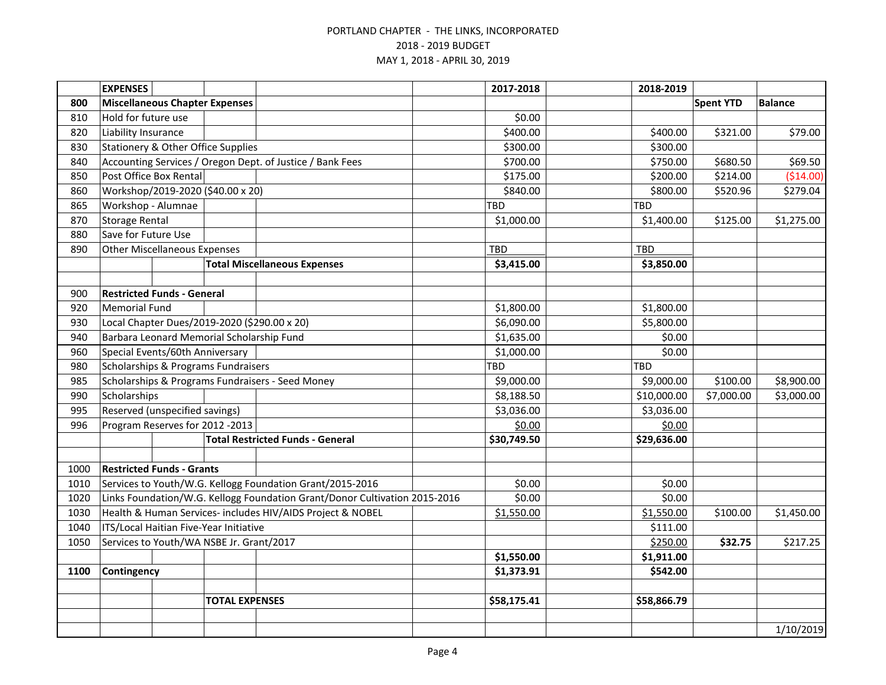PORTLAND CHAPTER - THE LINKS, INCORPORATED
2018 - 2019 BUDGET
MAY 1, 2018 - APRIL 30, 2019

| | | | | | | | | | | |
|---|---|---|---|---|---|---|---|---|---|---|
| | **EXPENSES** | | | | | **2017-2018** | | **2018-2019** | | |
| **800** | **Miscellaneous Chapter Expenses** | | | | | | | | **Spent YTD** | **Balance** |
| 810 | Hold for future use | | | | | $0.00 | | | | |
| 820 | Liability Insurance | | | | | $400.00 | | $400.00 | $321.00 | $79.00 |
| 830 | Stationery & Other Office Supplies | | | | | $300.00 | | $300.00 | | |
| 840 | Accounting Services / Oregon Dept. of Justice / Bank Fees | | | | | $700.00 | | $750.00 | $680.50 | $69.50 |
| 850 | Post Office Box Rental | | | | | $175.00 | | $200.00 | $214.00 | ($14.00) |
| 860 | Workshop/2019-2020 ($40.00 x 20) | | | | | $840.00 | | $800.00 | $520.96 | $279.04 |
| 865 | Workshop - Alumnae | | | | | TBD | | TBD | | |
| 870 | Storage Rental | | | | | $1,000.00 | | $1,400.00 | $125.00 | $1,275.00 |
| 880 | Save for Future Use | | | | | | | | | |
| 890 | Other Miscellaneous Expenses | | | | | TBD | | TBD | | |
| | | | **Total Miscellaneous Expenses** | | | **$3,415.00** | | **$3,850.00** | | |
| | | | | | | | | | | |
| 900 | **Restricted Funds - General** | | | | | | | | | |
| 920 | Memorial Fund | | | | | $1,800.00 | | $1,800.00 | | |
| 930 | Local Chapter Dues/2019-2020 ($290.00 x 20) | | | | | $6,090.00 | | $5,800.00 | | |
| 940 | Barbara Leonard Memorial Scholarship Fund | | | | | $1,635.00 | | $0.00 | | |
| 960 | Special Events/60th Anniversary | | | | | $1,000.00 | | $0.00 | | |
| 980 | Scholarships & Programs Fundraisers | | | | | TBD | | TBD | | |
| 985 | Scholarships & Programs Fundraisers - Seed Money | | | | | $9,000.00 | | $9,000.00 | $100.00 | $8,900.00 |
| 990 | Scholarships | | | | | $8,188.50 | | $10,000.00 | $7,000.00 | $3,000.00 |
| 995 | Reserved (unspecified savings) | | | | | $3,036.00 | | $3,036.00 | | |
| 996 | Program Reserves for 2012 -2013 | | | | | $0.00 | | $0.00 | | |
| | | | **Total Restricted Funds - General** | | | **$30,749.50** | | **$29,636.00** | | |
| | | | | | | | | | | |
| 1000 | **Restricted Funds - Grants** | | | | | | | | | |
| 1010 | Services to Youth/W.G. Kellogg Foundation Grant/2015-2016 | | | | | $0.00 | | $0.00 | | |
| 1020 | Links Foundation/W.G. Kellogg Foundation Grant/Donor Cultivation 2015-2016 | | | | | $0.00 | | $0.00 | | |
| 1030 | Health & Human Services- includes HIV/AIDS Project & NOBEL | | | | | $1,550.00 | | $1,550.00 | $100.00 | $1,450.00 |
| 1040 | ITS/Local Haitian Five-Year Initiative | | | | | | | $111.00 | | |
| 1050 | Services to Youth/WA NSBE Jr. Grant/2017 | | | | | | | $250.00 | **$32.75** | $217.25 |
| | | | | | | **$1,550.00** | | **$1,911.00** | | |
| **1100** | **Contingency** | | | | | **$1,373.91** | | **$542.00** | | |
| | | | | | | | | | | |
| | | | **TOTAL EXPENSES** | | | **$58,175.41** | | **$58,866.79** | | |
| | | | | | | | | | | |
| | | | | | | | | | | 1/10/2019 |